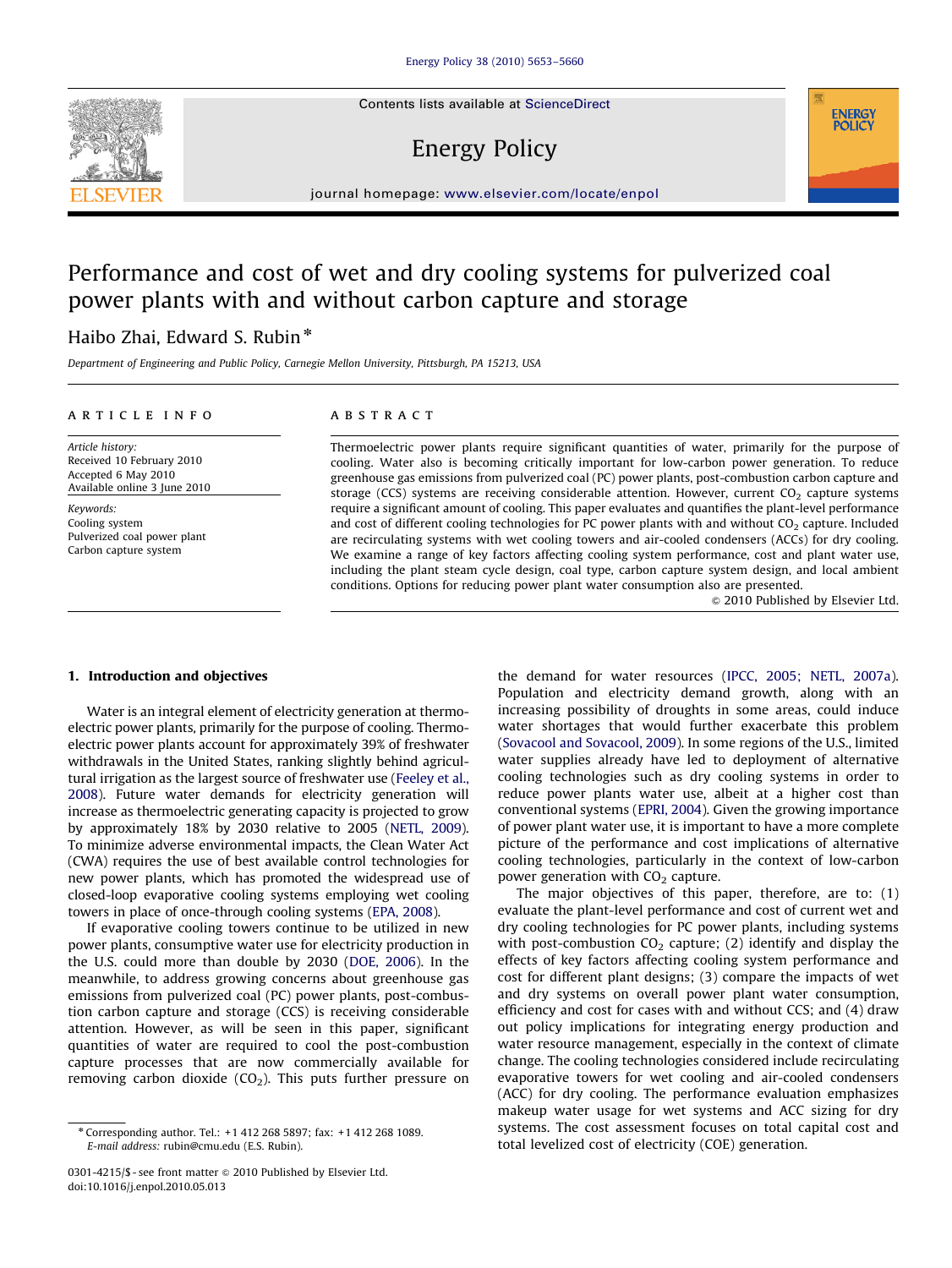# Performance and cost of wet and dry cooling systems for pulverized coal power plants with and without carbon capture and storage

Haibo Zhai, Edward S. Rubin *

*Department of Engineering and Public Policy, Carnegie Mellon University, Pittsburgh, PA 15213, USA*

## ARTICLE INFO

*Article history:*
Received 10 February 2010
Accepted 6 May 2010
Available online 3 June 2010

*Keywords:*
Cooling system
Pulverized coal power plant
Carbon capture system

## ABSTRACT

Thermoelectric power plants require significant quantities of water, primarily for the purpose of cooling. Water also is becoming critically important for low-carbon power generation. To reduce greenhouse gas emissions from pulverized coal (PC) power plants, post-combustion carbon capture and storage (CCS) systems are receiving considerable attention. However, current $CO_2$ capture systems require a significant amount of cooling. This paper evaluates and quantifies the plant-level performance and cost of different cooling technologies for PC power plants with and without $CO_2$ capture. Included are recirculating systems with wet cooling towers and air-cooled condensers (ACCs) for dry cooling. We examine a range of key factors affecting cooling system performance, cost and plant water use, including the plant steam cycle design, coal type, carbon capture system design, and local ambient conditions. Options for reducing power plant water consumption also are presented.

© 2010 Published by Elsevier Ltd.

## 1. Introduction and objectives

Water is an integral element of electricity generation at thermoelectric power plants, primarily for the purpose of cooling. Thermoelectric power plants account for approximately 39% of freshwater withdrawals in the United States, ranking slightly behind agricultural irrigation as the largest source of freshwater use (Feeley et al., 2008). Future water demands for electricity generation will increase as thermoelectric generating capacity is projected to grow by approximately 18% by 2030 relative to 2005 (NETL, 2009). To minimize adverse environmental impacts, the Clean Water Act (CWA) requires the use of best available control technologies for new power plants, which has promoted the widespread use of closed-loop evaporative cooling systems employing wet cooling towers in place of once-through cooling systems (EPA, 2008).

If evaporative cooling towers continue to be utilized in new power plants, consumptive water use for electricity production in the U.S. could more than double by 2030 (DOE, 2006). In the meanwhile, to address growing concerns about greenhouse gas emissions from pulverized coal (PC) power plants, post-combustion carbon capture and storage (CCS) is receiving considerable attention. However, as will be seen in this paper, significant quantities of water are required to cool the post-combustion capture processes that are now commercially available for removing carbon dioxide ($CO_2$). This puts further pressure on the demand for water resources (IPCC, 2005; NETL, 2007a). Population and electricity demand growth, along with an increasing possibility of droughts in some areas, could induce water shortages that would further exacerbate this problem (Sovacool and Sovacool, 2009). In some regions of the U.S., limited water supplies already have led to deployment of alternative cooling technologies such as dry cooling systems in order to reduce power plants water use, albeit at a higher cost than conventional systems (EPRI, 2004). Given the growing importance of power plant water use, it is important to have a more complete picture of the performance and cost implications of alternative cooling technologies, particularly in the context of low-carbon power generation with $CO_2$ capture.

The major objectives of this paper, therefore, are to: (1) evaluate the plant-level performance and cost of current wet and dry cooling systems for PC power plants with post-combustion $CO_2$ capture; (2) identify and display the effects of key factors affecting cooling system performance and cost for different plant designs; (3) compare the impacts of wet and dry systems on overall power plant water consumption, efficiency and cost for cases with and without CCS; and (4) draw out policy implications for integrating energy production and water resource management, especially in the context of climate change. The cooling technologies considered include recirculating evaporative towers for wet cooling and air-cooled condensers (ACC) for dry cooling. The performance evaluation emphasizes makeup water usage for wet systems and ACC sizing for dry systems. The cost assessment focuses on total capital cost and total levelized cost of electricity (COE) generation.

* Corresponding author. Tel.: +1 412 268 5897; fax: +1 412 268 1089.
*E-mail address:* rubin@cmu.edu (E.S. Rubin).

0301-4215/$ - see front matter © 2010 Published by Elsevier Ltd.
doi:10.1016/j.enpol.2010.05.013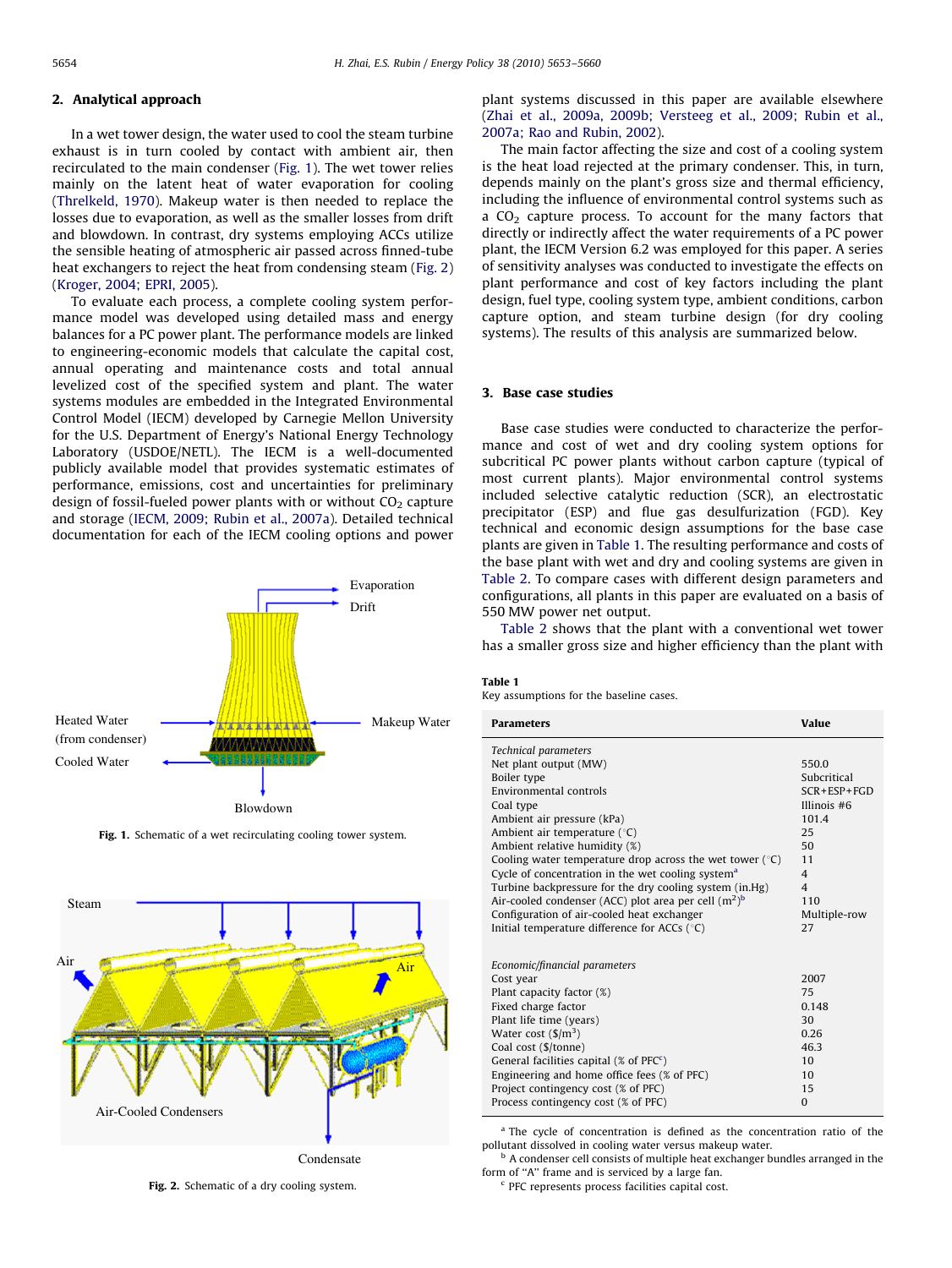## 2. Analytical approach

In a wet tower design, the water used to cool the steam turbine exhaust is in turn cooled by contact with ambient air, then recirculated to the main condenser (Fig. 1). The wet tower relies mainly on the latent heat of water evaporation for cooling (Threlkeld, 1970). Makeup water is then needed to replace the losses due to evaporation, as well as the smaller losses from drift and blowdown. In contrast, dry systems employing ACCs utilize the sensible heating of atmospheric air passed across finned-tube heat exchangers to reject the heat from condensing steam (Fig. 2) (Kroger, 2004; EPRI, 2005).

To evaluate each process, a complete cooling system performance model was developed using detailed mass and energy balances for a PC power plant. The performance models are linked to engineering-economic models that calculate the capital cost, annual operating and maintenance costs and total annual levelized cost of the specified system and plant. The water systems modules are embedded in the Integrated Environmental Control Model (IECM) developed by Carnegie Mellon University for the U.S. Department of Energy's National Energy Technology Laboratory (USDOE/NETL). The IECM is a well-documented publicly available model that provides systematic estimates of performance, emissions, cost and uncertainties for preliminary design of fossil-fueled power plants with or without $CO_2$ capture and storage (IECM, 2009; Rubin et al., 2007a). Detailed technical documentation for each of the IECM cooling options and power plant systems discussed in this paper are available elsewhere (Zhai et al., 2009a, 2009b; Versteeg et al., 2009; Rubin et al., 2007a; Rao and Rubin, 2002).

Evaporation

Drift

Heated Water (from condenser)

Makeup Water

Cooled Water

Blowdown

**Fig. 1.** Schematic of a wet recirculating cooling tower system.

Steam

Air

Air

Air-Cooled Condensers

Condensate

**Fig. 2.** Schematic of a dry cooling system.

The main factor affecting the size and cost of a cooling system is the heat load rejected at the primary condenser. This, in turn, depends mainly on the plant's gross size and thermal efficiency, including the influence of environmental control systems such as a $CO_2$ capture process. To account for the many factors that directly or indirectly affect the water requirements of a PC power plant, the IECM Version 6.2 was employed for this paper. A series of sensitivity analyses was conducted to investigate the effects on plant performance and cost of key factors including the plant design, fuel type, cooling system type, ambient conditions, carbon capture option, and steam turbine design (for dry cooling systems). The results of this analysis are summarized below.

## 3. Base case studies

Base case studies were conducted to characterize the performance and cost of wet and dry cooling system options for subcritical PC power plants without carbon capture (typical of most current plants). Major environmental control systems included selective catalytic reduction (SCR), an electrostatic precipitator (ESP) and flue gas desulfurization (FGD). Key technical and economic design assumptions for the base case plants are given in Table 1. The resulting performance and costs of the base plant with wet and dry and cooling systems are given in Table 2. To compare cases with different design parameters and configurations, all plants in this paper are evaluated on a basis of 550 MW power net output.

Table 2 shows that the plant with a conventional wet tower has a smaller gross size and higher efficiency than the plant with

**Table 1**
Key assumptions for the baseline cases.

| Parameters | Value |
|---|---|
| *Technical parameters* | |
| Net plant output (MW) | 550.0 |
| Boiler type | Subcritical |
| Environmental controls | SCR+ESP+FGD |
| Coal type | Illinois #6 |
| Ambient air pressure (kPa) | 101.4 |
| Ambient air temperature (°C) | 25 |
| Ambient relative humidity (%) | 50 |
| Cooling water temperature drop across the wet tower (°C) | 11 |
| Cycle of concentration in the wet cooling system[a] | 4 |
| Turbine backpressure for the dry cooling system (in.Hg) | 4 |
| Air-cooled condenser (ACC) plot area per cell ($m^2$)[b] | 110 |
| Configuration of air-cooled heat exchanger | Multiple-row |
| Initial temperature difference for ACCs (°C) | 27 |
| *Economic/financial parameters* | |
| Cost year | 2007 |
| Plant capacity factor (%) | 75 |
| Fixed charge factor | 0.148 |
| Plant life time (years) | 30 |
| Water cost ($/$m^3$) | 0.26 |
| Coal cost ($/tonne) | 46.3 |
| General facilities capital (% of PFC[c]) | 10 |
| Engineering and home office fees (% of PFC) | 10 |
| Project contingency cost (% of PFC) | 15 |
| Process contingency cost (% of PFC) | 0 |

[a] The cycle of concentration is defined as the concentration ratio of the pollutant dissolved in cooling water versus makeup water.
[b] A condenser cell consists of multiple heat exchanger bundles arranged in the form of "A" frame and is serviced by a large fan.
[c] PFC represents process facilities capital cost.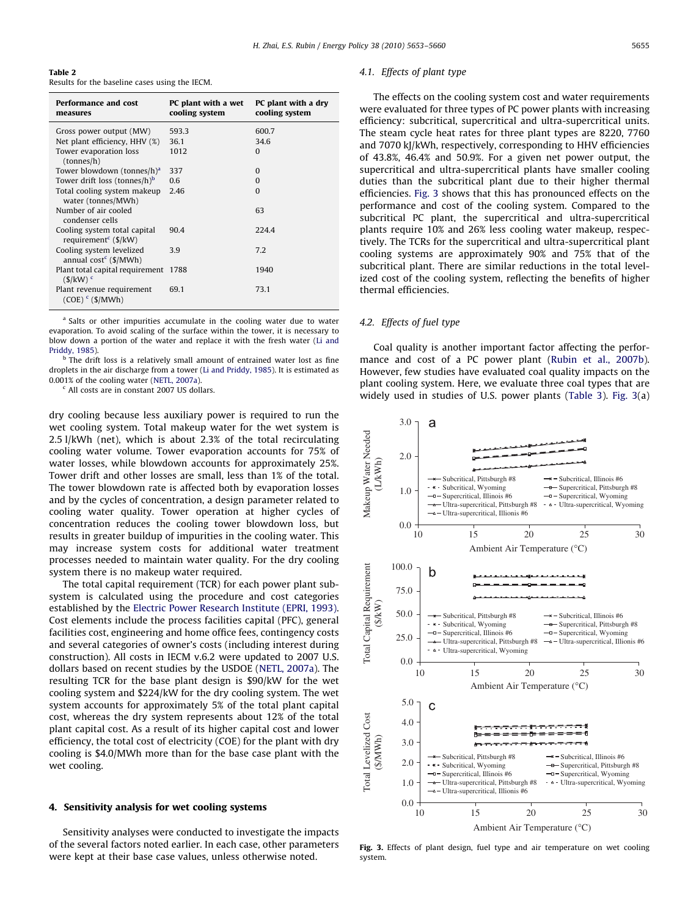**Table 2**
Results for the baseline cases using the IECM.

| Performance and cost measures | PC plant with a wet cooling system | PC plant with a dry cooling system |
|---|---|---|
| Gross power output (MW) | 593.3 | 600.7 |
| Net plant efficiency, HHV (%) | 36.1 | 34.6 |
| Tower evaporation loss (tonnes/h) | 1012 | 0 |
| Tower blowdown (tonnes/h)[a] | 337 | 0 |
| Tower drift loss (tonnes/h)[b] | 0.6 | 0 |
| Total cooling system makeup water (tonnes/MWh) | 2.46 | 0 |
| Number of air cooled condenser cells | | 63 |
| Cooling system total capital requirement[c] ($/kW) | 90.4 | 224.4 |
| Cooling system levelized annual cost[c] ($/MWh) | 3.9 | 7.2 |
| Plant total capital requirement ($/kW) [c] | 1788 | 1940 |
| Plant revenue requirement (COE) [c] ($/MWh) | 69.1 | 73.1 |

[a] Salts or other impurities accumulate in the cooling water due to water evaporation. To avoid scaling of the surface within the tower, it is necessary to blow down a portion of the water and replace it with the fresh water (Li and Priddy, 1985).
[b] The drift loss is a relatively small amount of entrained water lost as fine droplets in the air discharge from a tower (Li and Priddy, 1985). It is estimated as 0.001% of the cooling water (NETL, 2007a).
[c] All costs are in constant 2007 US dollars.

dry cooling because less auxiliary power is required to run the wet cooling system. Total makeup water for the wet system is 2.5 l/kWh (net), which is about 2.3% of the total recirculating cooling water volume. Tower evaporation accounts for 75% of water losses, while blowdown accounts for approximately 25%. Tower drift and other losses are small, less than 1% of the total. The tower blowdown rate is affected both by evaporation losses and by the cycles of concentration, a design parameter related to cooling water quality. Tower operation at higher cycles of concentration reduces the cooling tower blowdown loss, but results in greater buildup of impurities in the cooling water. This may increase system costs for additional water treatment processes needed to maintain water quality. For the dry cooling system there is no makeup water required.

The total capital requirement (TCR) for each power plant subsystem is calculated using the procedure and cost categories established by the Electric Power Research Institute (EPRI, 1993). Cost elements include the process facilities capital (PFC), general facilities cost, engineering and home office fees, contingency costs and several categories of owner's costs (including interest during construction). All costs in IECM v.6.2 were updated to 2007 U.S. dollars based on recent studies by the USDOE (NETL, 2007a). The resulting TCR for the base plant design is $90/kW for the wet cooling system and $224/kW for the dry cooling system. The wet system accounts for approximately 5% of the total plant capital cost, whereas the dry system represents about 12% of the total plant capital cost. As a result of its higher capital cost and lower efficiency, the total cost of electricity (COE) for the plant with dry cooling is $4.0/MWh more than for the base case plant with the wet cooling.

## 4. Sensitivity analysis for wet cooling systems

Sensitivity analyses were conducted to investigate the impacts of the several factors noted earlier. In each case, other parameters were kept at their base case values, unless otherwise noted.

### 4.1. Effects of plant type

The effects on the cooling system cost and water requirements were evaluated for three types of PC power plants with increasing efficiency: subcritical, supercritical and ultra-supercritical units. The steam cycle heat rates for three plant types are 8220, 7760 and 7070 kJ/kWh, respectively, corresponding to HHV efficiencies of 43.8%, 46.4% and 50.9%. For a given net power output, the supercritical and ultra-supercritical plants have smaller cooling duties than the subcritical plant due to their higher thermal efficiencies. Fig. 3 shows that this has pronounced effects on the performance and cost of the cooling system. Compared to the subcritical PC plant, the supercritical and ultra-supercritical plants require 10% and 26% less cooling water makeup, respectively. The TCRs for the supercritical and ultra-supercritical plant cooling systems are approximately 90% and 75% that of the subcritical plant. There are similar reductions in the total levelized cost of the cooling system, reflecting the benefits of higher thermal efficiencies.

### 4.2. Effects of fuel type

Coal quality is another important factor affecting the performance and cost of a PC power plant (Rubin et al., 2007b). However, few studies have evaluated coal quality impacts on the plant cooling system. Here, we evaluate three coal types that are widely used in studies of U.S. power plants (Table 3). Fig. 3(a)

**Fig. 3.** Effects of plant design, fuel type and air temperature on wet cooling system.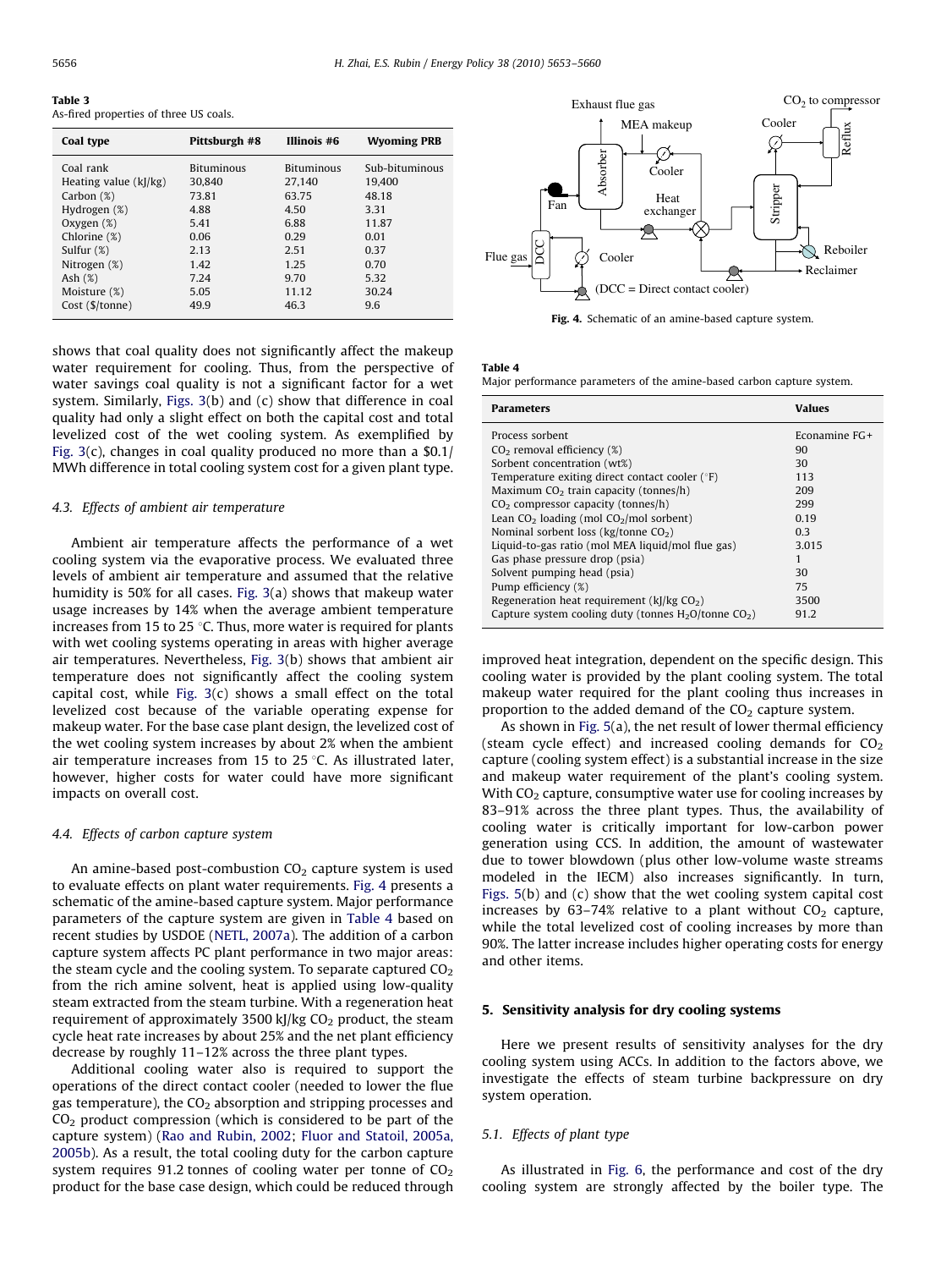**Table 3**
As-fired properties of three US coals.

| Coal type | Pittsburgh #8 | Illinois #6 | Wyoming PRB |
|---|---|---|---|
| Coal rank | Bituminous | Bituminous | Sub-bituminous |
| Heating value (kJ/kg) | 30,840 | 27,140 | 19,400 |
| Carbon (%) | 73.81 | 63.75 | 48.18 |
| Hydrogen (%) | 4.88 | 4.50 | 3.31 |
| Oxygen (%) | 5.41 | 6.88 | 11.87 |
| Chlorine (%) | 0.06 | 0.29 | 0.01 |
| Sulfur (%) | 2.13 | 2.51 | 0.37 |
| Nitrogen (%) | 1.42 | 1.25 | 0.70 |
| Ash (%) | 7.24 | 9.70 | 5.32 |
| Moisture (%) | 5.05 | 11.12 | 30.24 |
| Cost ($/tonne) | 49.9 | 46.3 | 9.6 |

shows that coal quality does not significantly affect the makeup water requirement for cooling. Thus, from the perspective of water savings coal quality is not a significant factor for a wet system. Similarly, Figs. 3(b) and (c) show that difference in coal quality had only a slight effect on both the capital cost and total levelized cost of the wet cooling system. As exemplified by Fig. 3(c), changes in coal quality produced no more than a $0.1/MWh difference in total cooling system cost for a given plant type.

### 4.3. Effects of ambient air temperature

Ambient air temperature affects the performance of a wet cooling system via the evaporative process. We evaluated three levels of ambient air temperature and assumed that the relative humidity is 50% for all cases. Fig. 3(a) shows that makeup water usage increases by 14% when the average ambient temperature increases from 15 to 25 °C. Thus, more water is required for plants with wet cooling systems operating in areas with higher average air temperatures. Nevertheless, Fig. 3(b) shows that ambient air temperature does not significantly affect the cooling system capital cost, while Fig. 3(c) shows a small effect on the total levelized cost because of the variable operating expense for makeup water. For the base case plant design, the levelized cost of the wet cooling system increases by about 2% when the ambient air temperature increases from 15 to 25 °C. As illustrated later, however, higher costs for water could have more significant impacts on overall cost.

### 4.4. Effects of carbon capture system

An amine-based post-combustion $CO_2$ capture system is used to evaluate effects on plant water requirements. Fig. 4 presents a schematic of the amine-based capture system. Major performance parameters of the capture system are given in Table 4 based on recent studies by USDOE (NETL, 2007a). The addition of a carbon capture system affects PC plant performance in two major areas: the steam cycle and the cooling system. To separate captured $CO_2$ from the rich amine solvent, heat is applied using low-quality steam extracted from the steam turbine. With a regeneration heat requirement of approximately 3500 kJ/kg $CO_2$ product, the steam cycle heat rate increases by about 25% and the net plant efficiency decrease by roughly 11–12% across the three plant types.

Additional cooling water also is required to support the operations of the direct contact cooler (needed to lower the flue gas temperature), the $CO_2$ absorption and stripping processes and $CO_2$ product compression (which is considered to be part of the capture system) (Rao and Rubin, 2002; Fluor and Statoil, 2005a, 2005b). As a result, the total cooling duty for the carbon capture system requires 91.2 tonnes of cooling water per tonne of $CO_2$ product for the base case design, which could be reduced through improved heat integration, dependent on the specific design. This cooling water is provided by the plant cooling system. The total makeup water required for the plant cooling thus increases in proportion to the added demand of the $CO_2$ capture system.

**Fig. 4.** Schematic of an amine-based capture system.

**Table 4**
Major performance parameters of the amine-based carbon capture system.

| Parameters | Values |
|---|---|
| Process sorbent | Econamine FG+ |
| $CO_2$ removal efficiency (%) | 90 |
| Sorbent concentration (wt%) | 30 |
| Temperature exiting direct contact cooler (°F) | 113 |
| Maximum $CO_2$ train capacity (tonnes/h) | 209 |
| $CO_2$ compressor capacity (tonnes/h) | 299 |
| Lean $CO_2$ loading (mol $CO_2$/mol sorbent) | 0.19 |
| Nominal sorbent loss (kg/tonne $CO_2$) | 0.3 |
| Liquid-to-gas ratio (mol MEA liquid/mol flue gas) | 3.015 |
| Gas phase pressure drop (psia) | 1 |
| Solvent pumping head (psia) | 30 |
| Pump efficiency (%) | 75 |
| Regeneration heat requirement (kJ/kg $CO_2$) | 3500 |
| Capture system cooling duty (tonnes $H_2O$/tonne $CO_2$) | 91.2 |

As shown in Fig. 5(a), the net result of lower thermal efficiency (steam cycle effect) and increased cooling demands for $CO_2$ capture (cooling system effect) is a substantial increase in the size and makeup water requirement of the plant's cooling system. With $CO_2$ capture, consumptive water use for cooling increases by 83–91% across the three plant types. Thus, the availability of cooling water is critically important for low-carbon power generation using CCS. In addition, the amount of wastewater due to tower blowdown (plus other low-volume waste streams modeled in the IECM) also increases significantly. In turn, Figs. 5(b) and (c) show that the wet cooling system capital cost increases by 63–74% relative to a plant without $CO_2$ capture, while the total levelized cost of cooling increases by more than 90%. The latter increase includes higher operating costs for energy and other items.

## 5. Sensitivity analysis for dry cooling systems

Here we present results of sensitivity analyses for the dry cooling system using ACCs. In addition to the factors above, we investigate the effects of steam turbine backpressure on dry system operation.

### 5.1. Effects of plant type

As illustrated in Fig. 6, the performance and cost of the dry cooling system are strongly affected by the boiler type. The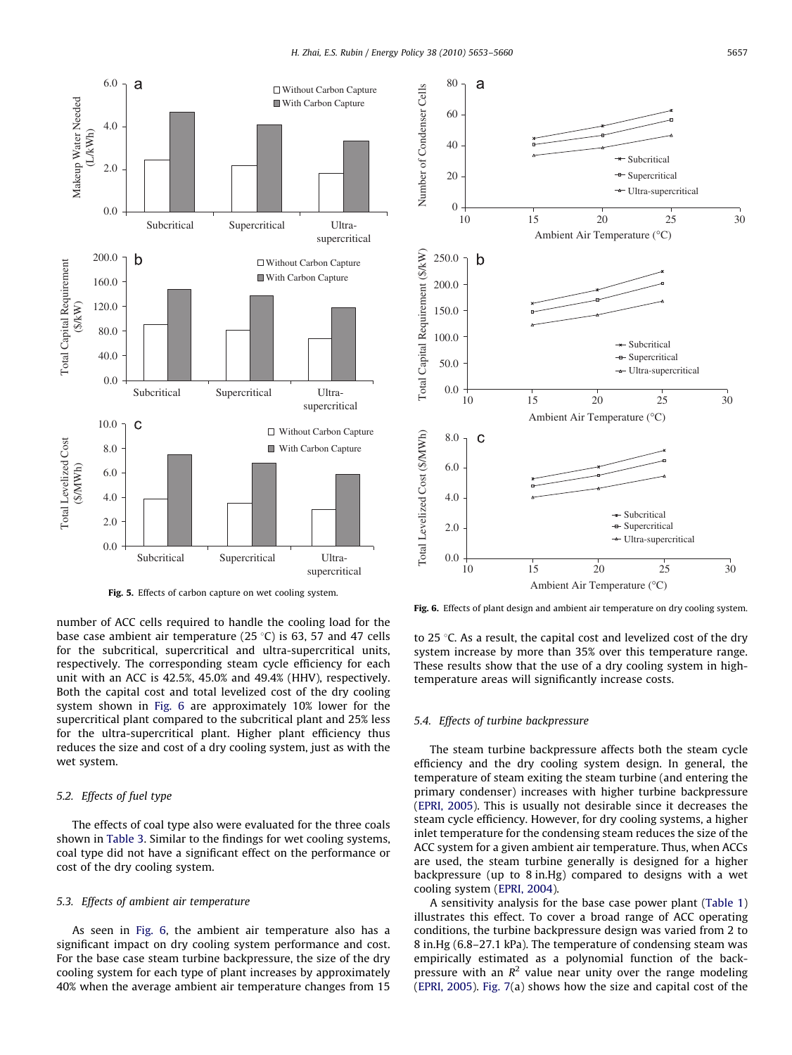Fig. 5. Effects of carbon capture on wet cooling system.

Fig. 6. Effects of plant design and ambient air temperature on dry cooling system.

number of ACC cells required to handle the cooling load for the base case ambient air temperature (25 °C) is 63, 57 and 47 cells for the subcritical, supercritical and ultra-supercritical units, respectively. The corresponding steam cycle efficiency for each unit with an ACC is 42.5%, 45.0% and 49.4% (HHV), respectively. Both the capital cost and total levelized cost of the dry cooling system shown in Fig. 6 are approximately 10% lower for the supercritical plant compared to the subcritical plant and 25% less for the ultra-supercritical plant. Higher plant efficiency thus reduces the size and cost of a dry cooling system, just as with the wet system.

### 5.2. Effects of fuel type

The effects of coal type also were evaluated for the three coals shown in Table 3. Similar to the findings for wet cooling systems, coal type did not have a significant effect on the performance or cost of the dry cooling system.

### 5.3. Effects of ambient air temperature

As seen in Fig. 6, the ambient air temperature also has a significant impact on dry cooling system performance and cost. For the base case steam turbine backpressure, the size of the dry cooling system for each type of plant increases by approximately 40% when the average ambient air temperature changes from 15 to 25 °C. As a result, the capital cost and levelized cost of the dry system increase by more than 35% over this temperature range. These results show that the use of a dry cooling system in high-temperature areas will significantly increase costs.

### 5.4. Effects of turbine backpressure

The steam turbine backpressure affects both the steam cycle efficiency and the dry cooling system design. In general, the temperature of steam exiting the steam turbine (and entering the primary condenser) increases with higher turbine backpressure (EPRI, 2005). This is usually not desirable since it decreases the steam cycle efficiency. However, for dry cooling systems, a higher inlet temperature for the condensing steam reduces the size of the ACC system for a given ambient air temperature. Thus, when ACCs are used, the steam turbine generally is designed for a higher backpressure (up to 8 in.Hg) compared to designs with a wet cooling system (EPRI, 2004).

A sensitivity analysis for the base case power plant (Table 1) illustrates this effect. To cover a broad range of ACC operating conditions, the turbine backpressure design was varied from 2 to 8 in.Hg (6.8–27.1 kPa). The temperature of condensing steam was empirically estimated as a polynomial function of the backpressure with an $R^2$ value near unity over the range modeling (EPRI, 2005). Fig. 7(a) shows how the size and capital cost of the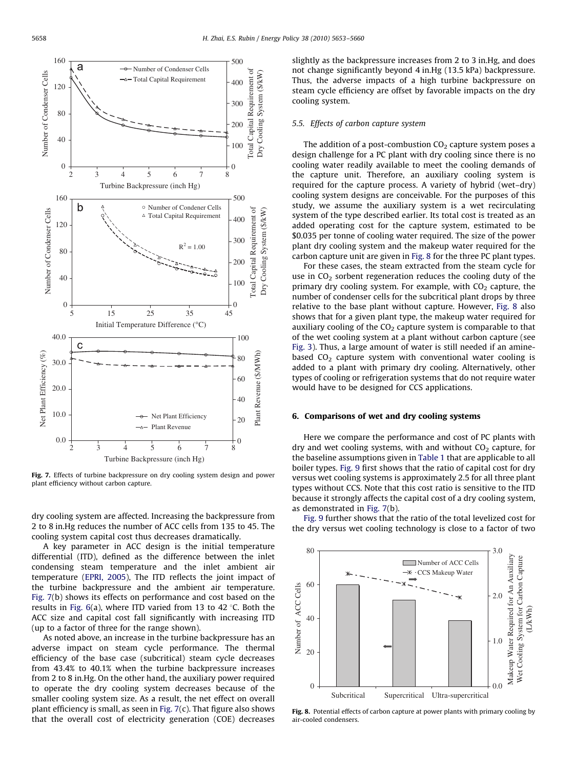Fig. 7. Effects of turbine backpressure on dry cooling system design and power plant efficiency without carbon capture.

dry cooling system are affected. Increasing the backpressure from 2 to 8 in.Hg reduces the number of ACC cells from 135 to 45. The cooling system capital cost thus decreases dramatically.

A key parameter in ACC design is the initial temperature differential (ITD), defined as the difference between the inlet condensing steam temperature and the inlet ambient air temperature (EPRI, 2005). The ITD reflects the joint impact of the turbine backpressure and the ambient air temperature. Fig. 7(b) shows its effects on performance and cost based on the results in Fig. 6(a), where ITD varied from 13 to 42 °C. Both the ACC size and capital cost fall significantly with increasing ITD (up to a factor of three for the range shown).

As noted above, an increase in the turbine backpressure has an adverse impact on steam cycle performance. The thermal efficiency of the base case (subcritical) steam cycle decreases from 43.4% to 40.1% when the turbine backpressure increases from 2 to 8 in.Hg. On the other hand, the auxiliary power required to operate the dry cooling system decreases because of the smaller cooling system size. As a result, the net effect on overall plant efficiency is small, as seen in Fig. 7(c). That figure also shows that the overall cost of electricity generation (COE) decreases slightly as the backpressure increases from 2 to 3 in.Hg, and does not change significantly beyond 4 in.Hg (13.5 kPa) backpressure. Thus, the adverse impacts of a high turbine backpressure on steam cycle efficiency are offset by favorable impacts on the dry cooling system.

### 5.5. Effects of carbon capture system

The addition of a post-combustion $CO_2$ capture system poses a design challenge for a PC plant with dry cooling since there is no cooling water readily available to meet the cooling demands of the capture unit. Therefore, an auxiliary cooling system is required for the capture process. A variety of hybrid (wet–dry) cooling system designs are conceivable. For the purposes of this study, we assume the auxiliary system is a wet recirculating system of the type described earlier. Its total cost is treated as an added operating cost for the capture system, estimated to be \$0.035 per tonne of cooling water required. The size of the power plant dry cooling system and the makeup water required for the carbon capture unit are given in Fig. 8 for the three PC plant types.

For these cases, the steam extracted from the steam cycle for use in $CO_2$ sorbent regeneration reduces the cooling duty of the primary dry cooling system. For example, with $CO_2$ capture, the number of condenser cells for the subcritical plant drops by three relative to the base plant without capture. However, Fig. 8 also shows that for a given plant type, the makeup water required for auxiliary cooling of the $CO_2$ capture system is comparable to that of the wet cooling system at a plant without carbon capture (see Fig. 3). Thus, a large amount of water is still needed if an amine-based $CO_2$ capture system with conventional water cooling is added to a plant with primary dry cooling. Alternatively, other types of cooling or refrigeration systems that do not require water would have to be designed for CCS applications.

## 6. Comparisons of wet and dry cooling systems

Here we compare the performance and cost of PC plants with dry and wet cooling systems, with and without $CO_2$ capture, for the baseline assumptions given in Table 1 that are applicable to all boiler types. Fig. 9 first shows that the ratio of capital cost for dry versus wet cooling systems is approximately 2.5 for all three plant types without CCS. Note that this cost ratio is sensitive to the ITD because it strongly affects the capital cost of a dry cooling system, as demonstrated in Fig. 7(b).

Fig. 9 further shows that the ratio of the total levelized cost for the dry versus wet cooling technology is close to a factor of two

Fig. 8. Potential effects of carbon capture at power plants with primary cooling by air-cooled condensers.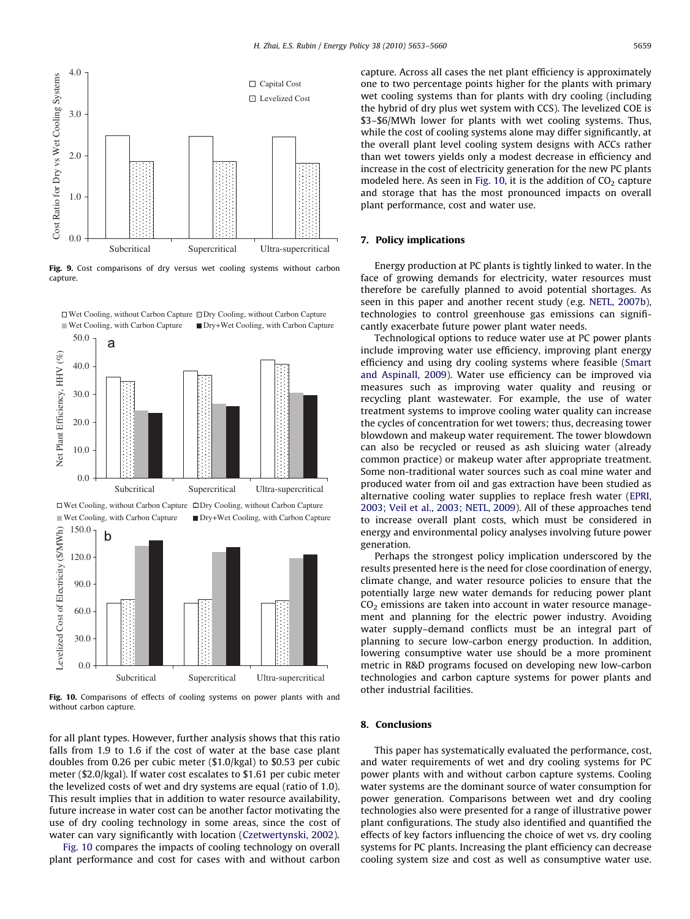Fig. 9. Cost comparisons of dry versus wet cooling systems without carbon capture.

Fig. 10. Comparisons of effects of cooling systems on power plants with and without carbon capture.

for all plant types. However, further analysis shows that this ratio falls from 1.9 to 1.6 if the cost of water at the base case plant doubles from 0.26 per cubic meter ($1.0/kgal) to $0.53 per cubic meter ($2.0/kgal). If water cost escalates to $1.61 per cubic meter the levelized costs of wet and dry systems are equal (ratio of 1.0). This result implies that in addition to water resource availability, future increase in water cost can be another factor motivating the use of dry cooling technology in some areas, since the cost of water can vary significantly with location (Czetwertynski, 2002).

Fig. 10 compares the impacts of cooling technology on overall plant performance and cost for cases with and without carbon capture. Across all cases the net plant efficiency is approximately one to two percentage points higher for the plants with primary wet cooling systems than for plants with dry cooling (including the hybrid of dry plus wet system with CCS). The levelized COE is $3–$6/MWh lower for plants with wet cooling systems. Thus, while the cost of cooling systems alone may differ significantly, at the overall plant level cooling system designs with ACCs rather than wet towers yields only a modest decrease in efficiency and increase in the cost of electricity generation for the new PC plants modeled here. As seen in Fig. 10, it is the addition of $CO_2$ capture and storage that has the most pronounced impacts on overall plant performance, cost and water use.

## 7. Policy implications

Energy production at PC plants is tightly linked to water. In the face of growing demands for electricity, water resources must therefore be carefully planned to avoid potential shortages. As seen in this paper and another recent study (e.g. NETL, 2007b), technologies to control greenhouse gas emissions can significantly exacerbate future power plant water needs.

Technological options to reduce water use at PC power plants include improving water use efficiency, improving plant energy efficiency and using dry cooling systems where feasible (Smart and Aspinall, 2009). Water use efficiency can be improved via measures such as improving water quality and reusing or recycling plant wastewater. For example, the use of water treatment systems to improve cooling water quality can increase the cycles of concentration for wet towers; thus, decreasing tower blowdown and makeup water requirement. The tower blowdown can also be recycled or reused as ash sluicing water (already common practice) or makeup water after appropriate treatment. Some non-traditional water sources such as coal mine water and produced water from oil and gas extraction have been studied as alternative cooling water supplies to replace fresh water (EPRI, 2003; Veil et al., 2003; NETL, 2009). All of these approaches tend to increase overall plant costs, which must be considered in energy and environmental policy analyses involving future power generation.

Perhaps the strongest policy implication underscored by the results presented here is the need for close coordination of energy, climate change, and water resource policies to ensure that the potentially large new water demands for reducing power plant $CO_2$ emissions are taken into account in water resource management and planning for the electric power industry. Avoiding water supply–demand conflicts must be an integral part of planning to secure low-carbon energy production. In addition, lowering consumptive water use should be a more prominent metric in R&D programs focused on developing new low-carbon technologies and carbon capture systems for power plants and other industrial facilities.

## 8. Conclusions

This paper has systematically evaluated the performance, cost, and water requirements of wet and dry cooling systems for PC power plants with and without carbon capture systems. Cooling water systems are the dominant source of water consumption for power generation. Comparisons between wet and dry cooling technologies also were presented for a range of illustrative power plant configurations. The study also identified and quantified the effects of key factors influencing the choice of wet vs. dry cooling systems for PC plants. Increasing the plant efficiency can decrease cooling system size and cost as well as consumptive water use.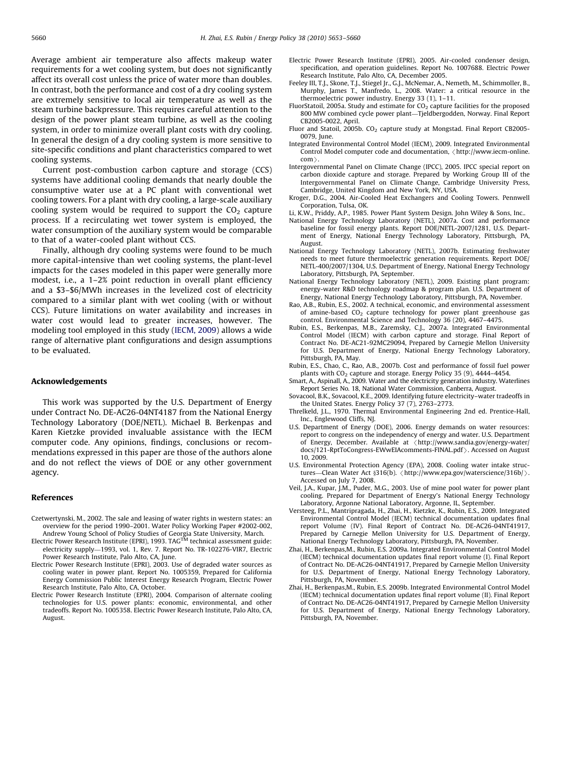Average ambient air temperature also affects makeup water requirements for a wet cooling system, but does not significantly affect its overall cost unless the price of water more than doubles. In contrast, both the performance and cost of a dry cooling system are extremely sensitive to local air temperature as well as the steam turbine backpressure. This requires careful attention to the design of the power plant steam turbine, as well as the cooling system, in order to minimize overall plant costs with dry cooling. In general the design of a dry cooling system is more sensitive to site-specific conditions and plant characteristics compared to wet cooling systems.

Current post-combustion carbon capture and storage (CCS) systems have additional cooling demands that nearly double the consumptive water use at a PC plant with conventional wet cooling towers. For a plant with dry cooling, a large-scale auxiliary cooling system would be required to support the $CO_2$ capture process. If a recirculating wet tower system is employed, the water consumption of the auxiliary system would be comparable to that of a water-cooled plant without CCS.

Finally, although dry cooling systems were found to be much more capital-intensive than wet cooling systems, the plant-level impacts for the cases modeled in this paper were generally more modest, i.e., a 1–2% point reduction in overall plant efficiency and a \$3–\$6/MWh increases in the levelized cost of electricity compared to a similar plant with wet cooling (with or without CCS). Future limitations on water availability and increases in water cost would lead to greater increases, however. The modeling tool employed in this study (IECM, 2009) allows a wide range of alternative plant configurations and design assumptions to be evaluated.

## Acknowledgements

This work was supported by the U.S. Department of Energy under Contract No. DE-AC26-04NT4187 from the National Energy Technology Laboratory (DOE/NETL). Michael B. Berkenpas and Karen Kietzke provided invaluable assistance with the IECM computer code. Any opinions, findings, conclusions or recommendations expressed in this paper are those of the authors alone and do not reflect the views of DOE or any other government agency.

## References

Czetwertynski, M., 2002. The sale and leasing of water rights in western states: an overview for the period 1990–2001. Water Policy Working Paper #2002-002, Andrew Young School of Policy Studies of Georgia State University, March.

Electric Power Research Institute (EPRI), 1993. TAG™ technical assessment guide: electricity supply—1993, vol. 1, Rev. 7. Report No. TR-102276-VIR7, Electric Power Research Institute, Palo Alto, CA, June.

Electric Power Research Institute (EPRI), 2003. Use of degraded water sources as cooling water in power plant. Report No. 1005359, Prepared for California Energy Commission Public Interest Energy Research Program, Electric Power Research Institute, Palo Alto, CA, October.

Electric Power Research Institute (EPRI), 2004. Comparison of alternate cooling technologies for U.S. power plants: economic, environmental, and other tradeoffs. Report No. 1005358. Electric Power Research Institute, Palo Alto, CA, August.

Electric Power Research Institute (EPRI), 2005. Air-cooled condenser design, specification, and operation guidelines. Report No. 1007688. Electric Power Research Institute, Palo Alto, CA, December 2005.

Feeley III, T.J., Skone, T.J., Stiegel Jr., G.J., McNemar, A., Nemeth, M., Schimmoller, B., Murphy, James T., Manfredo, L., 2008. Water: a critical resource in the thermoelectric power industry. Energy 33 (1), 1–11.

FluorStatoil, 2005a. Study and estimate for $CO_2$ capture facilities for the proposed 800 MW combined cycle power plant—Tjeldbergodden, Norway. Final Report CB2005-0022, April.

Fluor and Statoil, 2005b. $CO_2$ capture study at Mongstad. Final Report CB2005-0079, June.

Integrated Environmental Control Model (IECM), 2009. Integrated Environmental Control Model computer code and documentation, ⟨http://www.iecm-online.com⟩.

Intergovernmental Panel on Climate Change (IPCC), 2005. IPCC special report on carbon dioxide capture and storage. Prepared by Working Group III of the Intergovernmental Panel on Climate Change, Cambridge University Press, Cambridge, United Kingdom and New York, NY, USA.

Kroger, D.G., 2004. Air-Cooled Heat Exchangers and Cooling Towers. Pennwell Corporation, Tulsa, OK.

Li, K.W., Priddy, A.P., 1985. Power Plant System Design. John Wiley & Sons, Inc..

National Energy Technology Laboratory (NETL), 2007a. Cost and performance baseline for fossil energy plants. Report DOE/NETL-2007/1281, U.S. Department of Energy, National Energy Technology Laboratory, Pittsburgh, PA, August.

National Energy Technology Laboratory (NETL), 2007b. Estimating freshwater needs to meet future thermoelectric generation requirements. Report DOE/NETL-400/2007/1304, U.S. Department of Energy, National Energy Technology Laboratory, Pittsburgh, PA, September.

National Energy Technology Laboratory (NETL), 2009. Existing plant program: energy-water R&D technology roadmap & program plan. U.S. Department of Energy, National Energy Technology Laboratory, Pittsburgh, PA, November.

Rao, A.B., Rubin, E.S., 2002. A technical, economic, and environmental assessment of amine-based $CO_2$ capture technology for power plant greenhouse gas control. Environmental Science and Technology 36 (20), 4467–4475.

Rubin, E.S., Berkenpas, M.B., Zaremsky, C.J., 2007a. Integrated Environmental Control Model (IECM) with carbon capture and storage. Final Report of Contract No. DE-AC21-92MC29094, Prepared by Carnegie Mellon University for U.S. Department of Energy, National Energy Technology Laboratory, Pittsburgh, PA, May.

Rubin, E.S., Chao, C., Rao, A.B., 2007b. Cost and performance of fossil fuel power plants with $CO_2$ capture and storage. Energy Policy 35 (9), 4444–4454.

Smart, A., Aspinall, A., 2009. Water and the electricity generation industry. Waterlines Report Series No. 18, National Water Commission, Canberra, August.

Sovacool, B.K., Sovacool, K.E., 2009. Identifying future electricity–water tradeoffs in the United States. Energy Policy 37 (7), 2763–2773.

Threlkeld, J.L., 1970. Thermal Environmental Engineering 2nd ed. Prentice-Hall, Inc., Englewood Cliffs, NJ.

U.S. Department of Energy (DOE), 2006. Energy demands on water resources: report to congress on the independency of energy and water. U.S. Department of Energy, December. Available at ⟨http://www.sandia.gov/energy-water/docs/121-RptToCongress-EWwEIAcomments-FINAL.pdf⟩. Accessed on August 10, 2009.

U.S. Environmental Protection Agency (EPA), 2008. Cooling water intake structures—Clean Water Act §316(b). ⟨http://www.epa.gov/waterscience/316b/⟩. Accessed on July 7, 2008.

Veil, J.A., Kupar, J.M., Puder, M.G., 2003. Use of mine pool water for power plant cooling. Prepared for Department of Energy's National Energy Technology Laboratory, Argonne National Laboratory, Argonne, IL, September.

Versteeg, P.L., Mantripragada, H., Zhai, H., Kietzke, K., Rubin, E.S., 2009. Integrated Environmental Control Model (IECM) technical documentation updates final report Volume (IV). Final Report of Contract No. DE-AC26-04NT41917, Prepared by Carnegie Mellon University for U.S. Department of Energy, National Energy Technology Laboratory, Pittsburgh, PA, November.

Zhai, H., Berkenpas,M., Rubin, E.S. 2009a. Integrated Environmental Control Model (IECM) technical documentation updates final report volume (I). Final Report of Contract No. DE-AC26-04NT41917, Prepared by Carnegie Mellon University for U.S. Department of Energy, National Energy Technology Laboratory, Pittsburgh, PA, November.

Zhai, H., Berkenpas,M., Rubin, E.S. 2009b. Integrated Environmental Control Model (IECM) technical documentation updates final report volume (II). Final Report of Contract No. DE-AC26-04NT41917, Prepared by Carnegie Mellon University for U.S. Department of Energy, National Energy Technology Laboratory, Pittsburgh, PA, November.